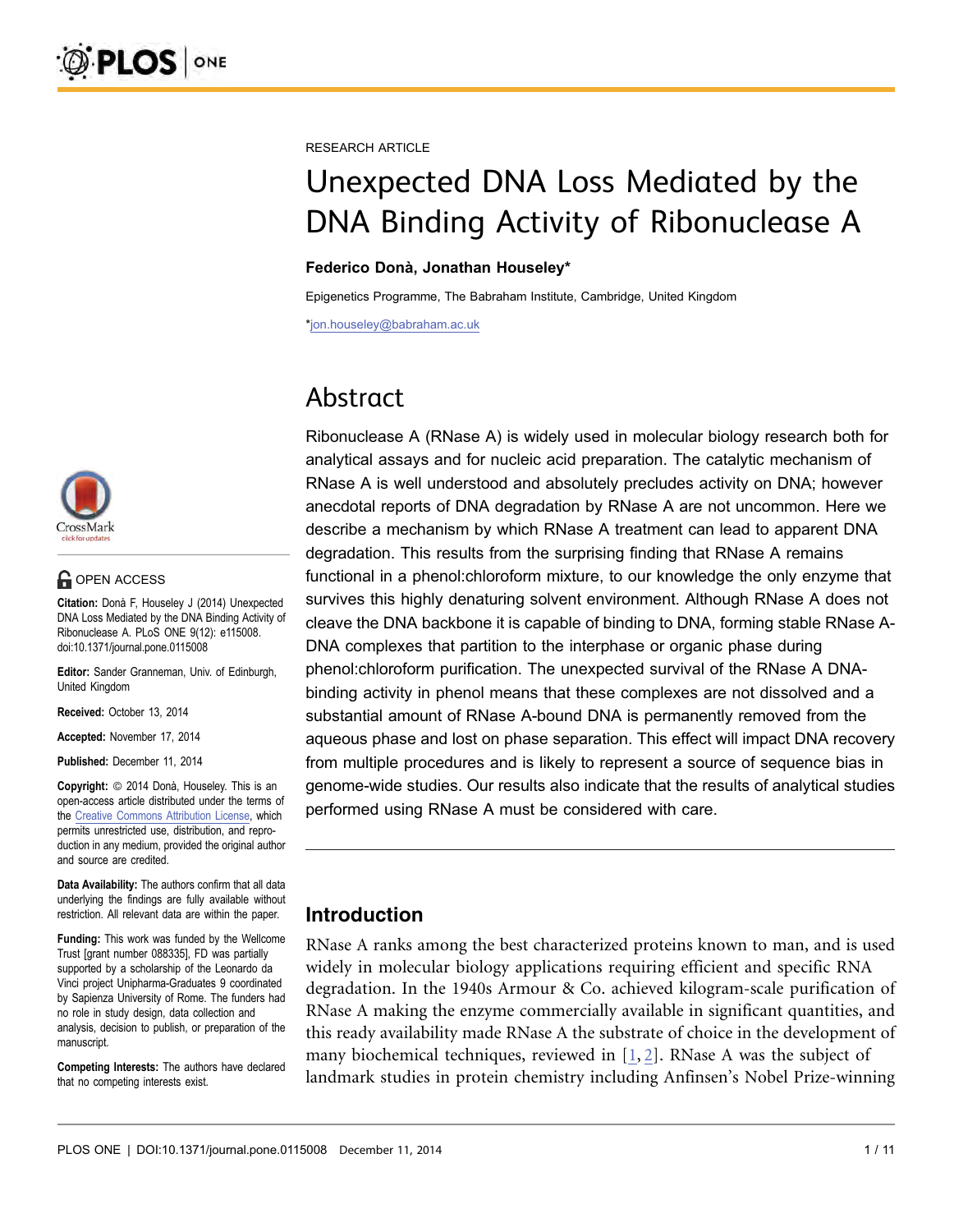RESEARCH ARTICLE

# Unexpected DNA Loss Mediated by the DNA Binding Activity of Ribonuclease A

**Federico Donà, Jonathan Houseley***

Epigenetics Programme, The Babraham Institute, Cambridge, United Kingdom

*jon.houseley@babraham.ac.uk

OPEN ACCESS

**Citation:** Donà F, Houseley J (2014) Unexpected DNA Loss Mediated by the DNA Binding Activity of Ribonuclease A. PLoS ONE 9(12): e115008. doi:10.1371/journal.pone.0115008

**Editor:** Sander Granneman, Univ. of Edinburgh, United Kingdom

**Received:** October 13, 2014

**Accepted:** November 17, 2014

**Published:** December 11, 2014

**Copyright:** © 2014 Donà, Houseley. This is an open-access article distributed under the terms of the Creative Commons Attribution License, which permits unrestricted use, distribution, and reproduction in any medium, provided the original author and source are credited.

**Data Availability:** The authors confirm that all data underlying the findings are fully available without restriction. All relevant data are within the paper.

**Funding:** This work was funded by the Wellcome Trust [grant number 088335], FD was partially supported by a scholarship of the Leonardo da Vinci project Unipharma-Graduates 9 coordinated by Sapienza University of Rome. The funders had no role in study design, data collection and analysis, decision to publish, or preparation of the manuscript.

**Competing Interests:** The authors have declared that no competing interests exist.

# Abstract

Ribonuclease A (RNase A) is widely used in molecular biology research both for analytical assays and for nucleic acid preparation. The catalytic mechanism of RNase A is well understood and absolutely precludes activity on DNA; however anecdotal reports of DNA degradation by RNase A are not uncommon. Here we describe a mechanism by which RNase A treatment can lead to apparent DNA degradation. This results from the surprising finding that RNase A remains functional in a phenol:chloroform mixture, to our knowledge the only enzyme that survives this highly denaturing solvent environment. Although RNase A does not cleave the DNA backbone it is capable of binding to DNA, forming stable RNase A-DNA complexes that partition to the interphase or organic phase during phenol:chloroform purification. The unexpected survival of the RNase A DNA-binding activity in phenol means that these complexes are not dissolved and a substantial amount of RNase A-bound DNA is permanently removed from the aqueous phase and lost on phase separation. This effect will impact DNA recovery from multiple procedures and is likely to represent a source of sequence bias in genome-wide studies. Our results also indicate that the results of analytical studies performed using RNase A must be considered with care.

## Introduction

RNase A ranks among the best characterized proteins known to man, and is used widely in molecular biology applications requiring efficient and specific RNA degradation. In the 1940s Armour & Co. achieved kilogram-scale purification of RNase A making the enzyme commercially available in significant quantities, and this ready availability made RNase A the substrate of choice in the development of many biochemical techniques, reviewed in [1, 2]. RNase A was the subject of landmark studies in protein chemistry including Anfinsen's Nobel Prize-winning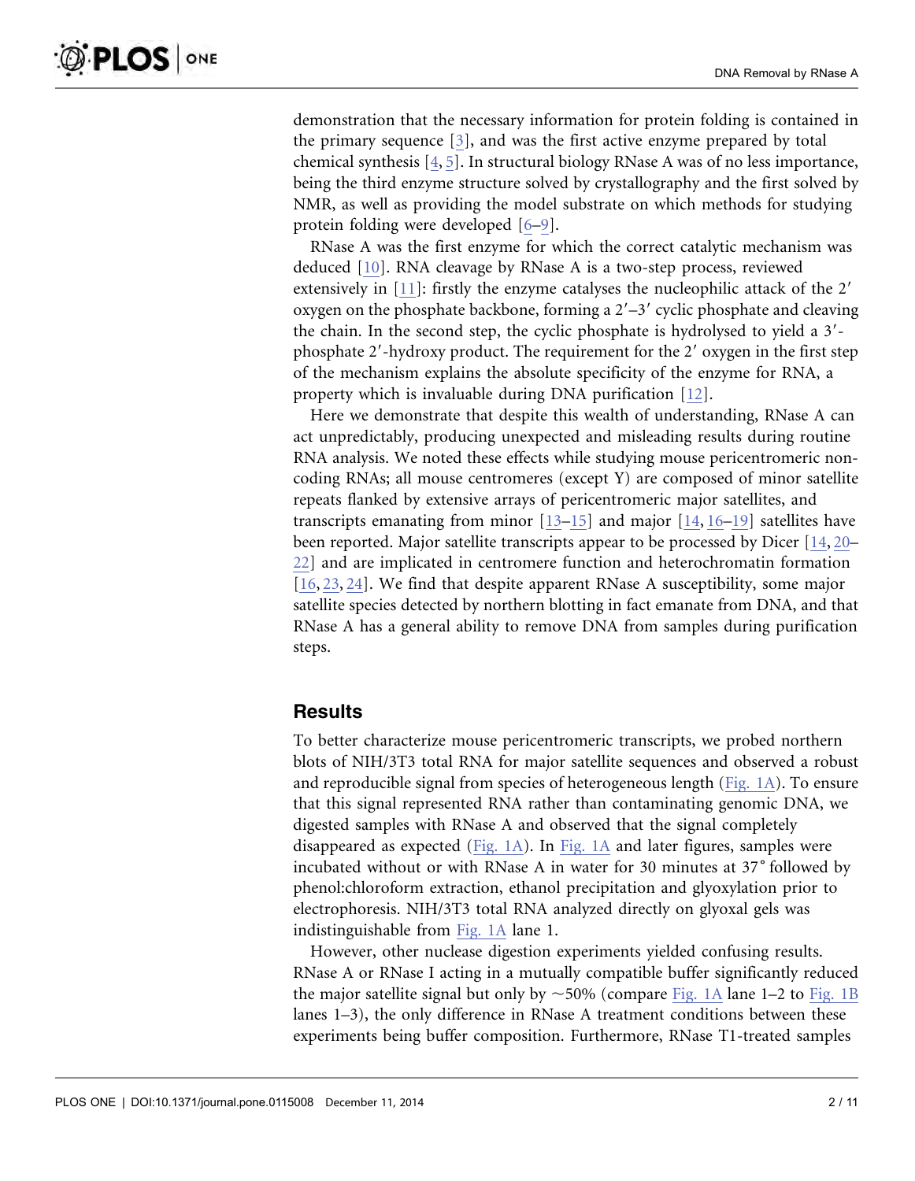demonstration that the necessary information for protein folding is contained in the primary sequence [3], and was the first active enzyme prepared by total chemical synthesis [4, 5]. In structural biology RNase A was of no less importance, being the third enzyme structure solved by crystallography and the first solved by NMR, as well as providing the model substrate on which methods for studying protein folding were developed [6–9].

RNase A was the first enzyme for which the correct catalytic mechanism was deduced [10]. RNA cleavage by RNase A is a two-step process, reviewed extensively in [11]: firstly the enzyme catalyses the nucleophilic attack of the 2′ oxygen on the phosphate backbone, forming a 2′–3′ cyclic phosphate and cleaving the chain. In the second step, the cyclic phosphate is hydrolysed to yield a 3′-phosphate 2′-hydroxy product. The requirement for the 2′ oxygen in the first step of the mechanism explains the absolute specificity of the enzyme for RNA, a property which is invaluable during DNA purification [12].

Here we demonstrate that despite this wealth of understanding, RNase A can act unpredictably, producing unexpected and misleading results during routine RNA analysis. We noted these effects while studying mouse pericentromeric non-coding RNAs; all mouse centromeres (except Y) are composed of minor satellite repeats flanked by extensive arrays of pericentromeric major satellites, and transcripts emanating from minor [13–15] and major [14, 16–19] satellites have been reported. Major satellite transcripts appear to be processed by Dicer [14, 20–22] and are implicated in centromere function and heterochromatin formation [16, 23, 24]. We find that despite apparent RNase A susceptibility, some major satellite species detected by northern blotting in fact emanate from DNA, and that RNase A has a general ability to remove DNA from samples during purification steps.

## Results

To better characterize mouse pericentromeric transcripts, we probed northern blots of NIH/3T3 total RNA for major satellite sequences and observed a robust and reproducible signal from species of heterogeneous length (Fig. 1A). To ensure that this signal represented RNA rather than contaminating genomic DNA, we digested samples with RNase A and observed that the signal completely disappeared as expected (Fig. 1A). In Fig. 1A and later figures, samples were incubated without or with RNase A in water for 30 minutes at 37° followed by phenol:chloroform extraction, ethanol precipitation and glyoxylation prior to electrophoresis. NIH/3T3 total RNA analyzed directly on glyoxal gels was indistinguishable from Fig. 1A lane 1.

However, other nuclease digestion experiments yielded confusing results. RNase A or RNase I acting in a mutually compatible buffer significantly reduced the major satellite signal but only by ~50% (compare Fig. 1A lane 1–2 to Fig. 1B lanes 1–3), the only difference in RNase A treatment conditions between these experiments being buffer composition. Furthermore, RNase T1-treated samples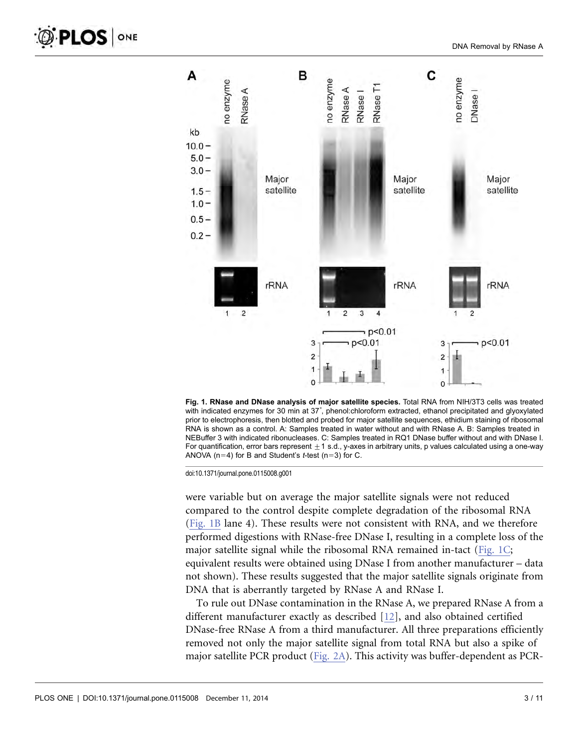**Fig. 1. RNase and DNase analysis of major satellite species.** Total RNA from NIH/3T3 cells was treated with indicated enzymes for 30 min at 37˚, phenol:chloroform extracted, ethanol precipitated and glyoxylated prior to electrophoresis, then blotted and probed for major satellite sequences, ethidium staining of ribosomal RNA is shown as a control. A: Samples treated in water without and with RNase A. B: Samples treated in NEBuffer 3 with indicated ribonucleases. C: Samples treated in RQ1 DNase buffer without and with DNase I. For quantification, error bars represent $\pm 1$ s.d., y-axes in arbitrary units, p values calculated using a one-way ANOVA (n=4) for B and Student's *t*-test (n=3) for C.

doi:10.1371/journal.pone.0115008.g001

were variable but on average the major satellite signals were not reduced compared to the control despite complete degradation of the ribosomal RNA (Fig. 1B lane 4). These results were not consistent with RNA, and we therefore performed digestions with RNase-free DNase I, resulting in a complete loss of the major satellite signal while the ribosomal RNA remained in-tact (Fig. 1C; equivalent results were obtained using DNase I from another manufacturer – data not shown). These results suggested that the major satellite signals originate from DNA that is aberrantly targeted by RNase A and RNase I.

To rule out DNase contamination in the RNase A, we prepared RNase A from a different manufacturer exactly as described [12], and also obtained certified DNase-free RNase A from a third manufacturer. All three preparations efficiently removed not only the major satellite signal from total RNA but also a spike of major satellite PCR product (Fig. 2A). This activity was buffer-dependent as PCR-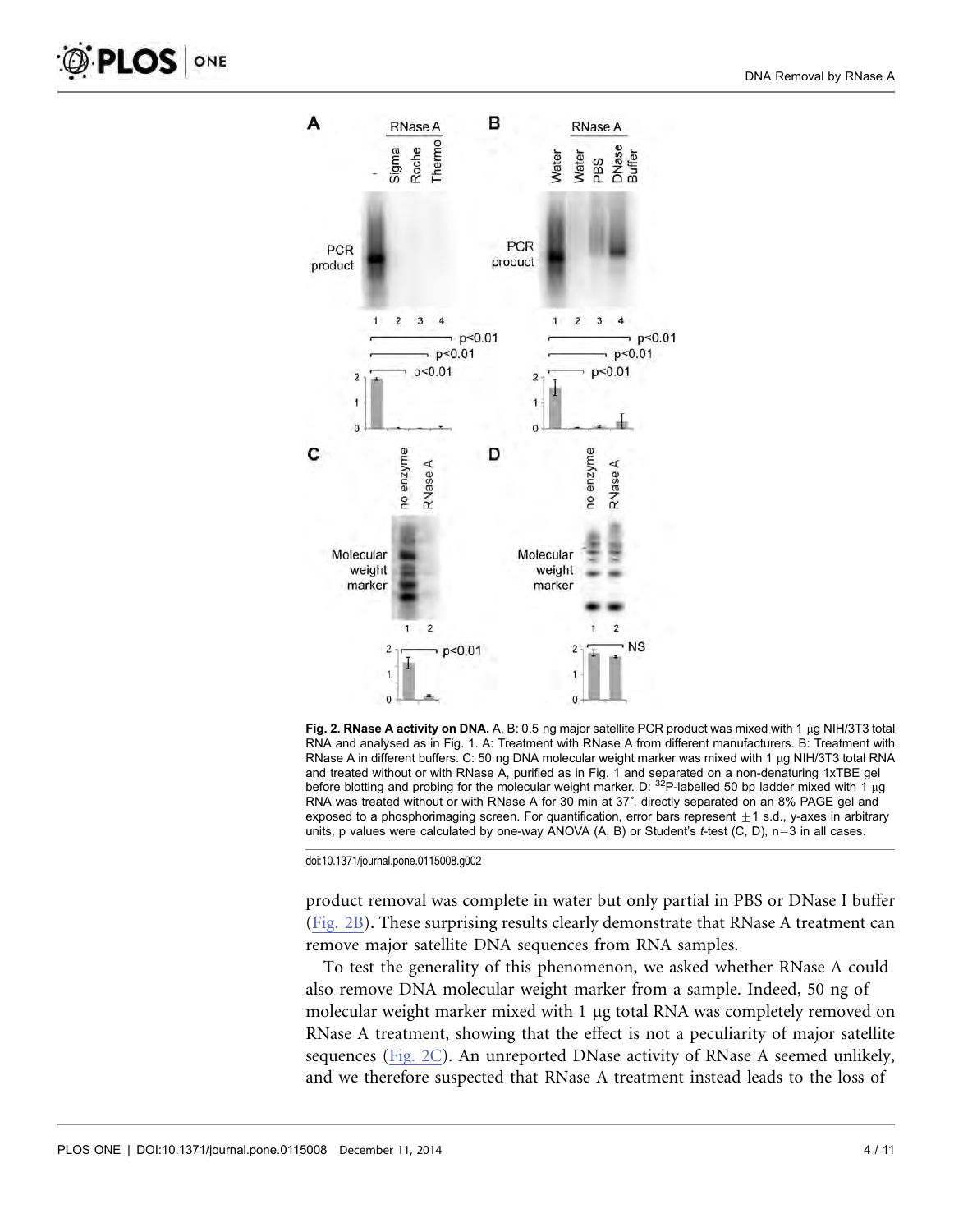**Fig. 2. RNase A activity on DNA.** A, B: 0.5 ng major satellite PCR product was mixed with 1 μg NIH/3T3 total RNA and analysed as in Fig. 1. A: Treatment with RNase A from different manufacturers. B: Treatment with RNase A in different buffers. C: 50 ng DNA molecular weight marker was mixed with 1 μg NIH/3T3 total RNA and treated without or with RNase A, purified as in Fig. 1 and separated on a non-denaturing 1xTBE gel before blotting and probing for the molecular weight marker. D: $^{32}P$-labelled 50 bp ladder mixed with 1 μg RNA was treated without or with RNase A for 30 min at 37°, directly separated on an 8% PAGE gel and exposed to a phosphorimaging screen. For quantification, error bars represent ±1 s.d., y-axes in arbitrary units, p values were calculated by one-way ANOVA (A, B) or Student's *t*-test (C, D), n=3 in all cases.

doi:10.1371/journal.pone.0115008.g002

product removal was complete in water but only partial in PBS or DNase I buffer (Fig. 2B). These surprising results clearly demonstrate that RNase A treatment can remove major satellite DNA sequences from RNA samples.

To test the generality of this phenomenon, we asked whether RNase A could also remove DNA molecular weight marker from a sample. Indeed, 50 ng of molecular weight marker mixed with 1 μg total RNA was completely removed on RNase A treatment, showing that the effect is not a peculiarity of major satellite sequences (Fig. 2C). An unreported DNase activity of RNase A seemed unlikely, and we therefore suspected that RNase A treatment instead leads to the loss of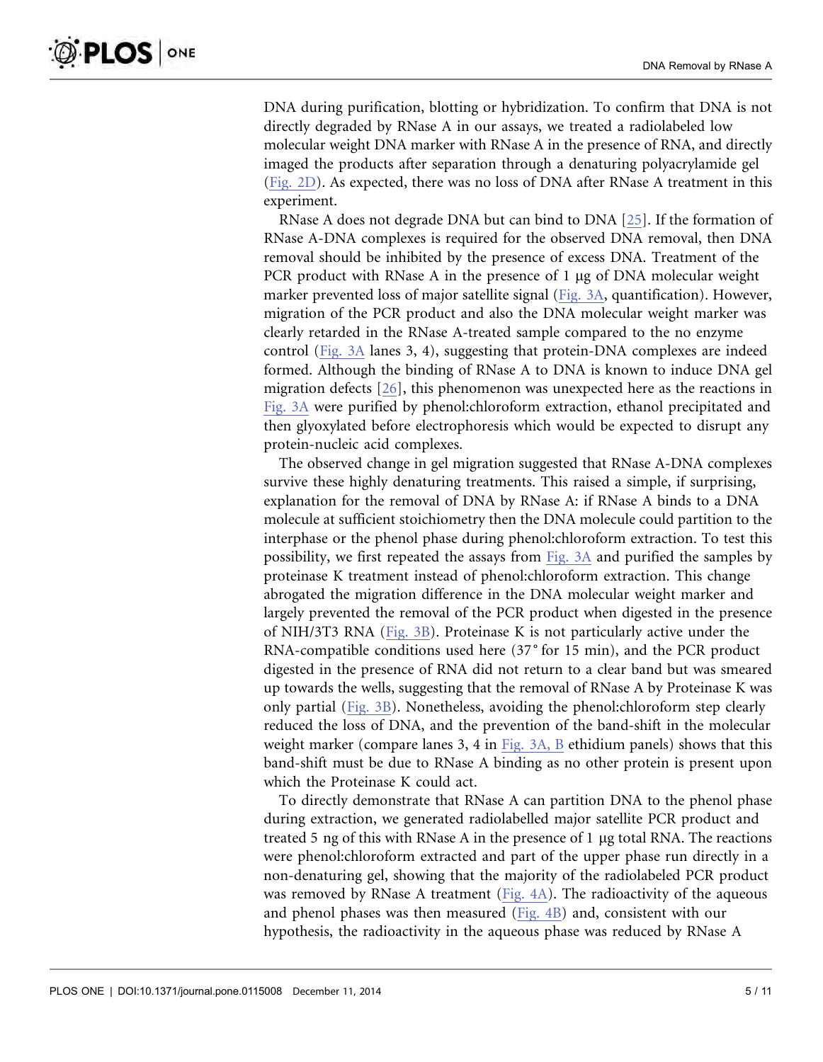DNA during purification, blotting or hybridization. To confirm that DNA is not directly degraded by RNase A in our assays, we treated a radiolabeled low molecular weight DNA marker with RNase A in the presence of RNA, and directly imaged the products after separation through a denaturing polyacrylamide gel (Fig. 2D). As expected, there was no loss of DNA after RNase A treatment in this experiment.

RNase A does not degrade DNA but can bind to DNA [25]. If the formation of RNase A-DNA complexes is required for the observed DNA removal, then DNA removal should be inhibited by the presence of excess DNA. Treatment of the PCR product with RNase A in the presence of 1 μg of DNA molecular weight marker prevented loss of major satellite signal (Fig. 3A, quantification). However, migration of the PCR product and also the DNA molecular weight marker was clearly retarded in the RNase A-treated sample compared to the no enzyme control (Fig. 3A lanes 3, 4), suggesting that protein-DNA complexes are indeed formed. Although the binding of RNase A to DNA is known to induce DNA gel migration defects [26], this phenomenon was unexpected here as the reactions in Fig. 3A were purified by phenol:chloroform extraction, ethanol precipitated and then glyoxylated before electrophoresis which would be expected to disrupt any protein-nucleic acid complexes.

The observed change in gel migration suggested that RNase A-DNA complexes survive these highly denaturing treatments. This raised a simple, if surprising, explanation for the removal of DNA by RNase A: if RNase A binds to a DNA molecule at sufficient stoichiometry then the DNA molecule could partition to the interphase or the phenol phase during phenol:chloroform extraction. To test this possibility, we first repeated the assays from Fig. 3A and purified the samples by proteinase K treatment instead of phenol:chloroform extraction. This change abrogated the migration difference in the DNA molecular weight marker and largely prevented the removal of the PCR product when digested in the presence of NIH/3T3 RNA (Fig. 3B). Proteinase K is not particularly active under the RNA-compatible conditions used here (37° for 15 min), and the PCR product digested in the presence of RNA did not return to a clear band but was smeared up towards the wells, suggesting that the removal of RNase A by Proteinase K was only partial (Fig. 3B). Nonetheless, avoiding the phenol:chloroform step clearly reduced the loss of DNA, and the prevention of the band-shift in the molecular weight marker (compare lanes 3, 4 in Fig. 3A, B ethidium panels) shows that this band-shift must be due to RNase A binding as no other protein is present upon which the Proteinase K could act.

To directly demonstrate that RNase A can partition DNA to the phenol phase during extraction, we generated radiolabelled major satellite PCR product and treated 5 ng of this with RNase A in the presence of 1 μg total RNA. The reactions were phenol:chloroform extracted and part of the upper phase run directly in a non-denaturing gel, showing that the majority of the radiolabeled PCR product was removed by RNase A treatment (Fig. 4A). The radioactivity of the aqueous and phenol phases was then measured (Fig. 4B) and, consistent with our hypothesis, the radioactivity in the aqueous phase was reduced by RNase A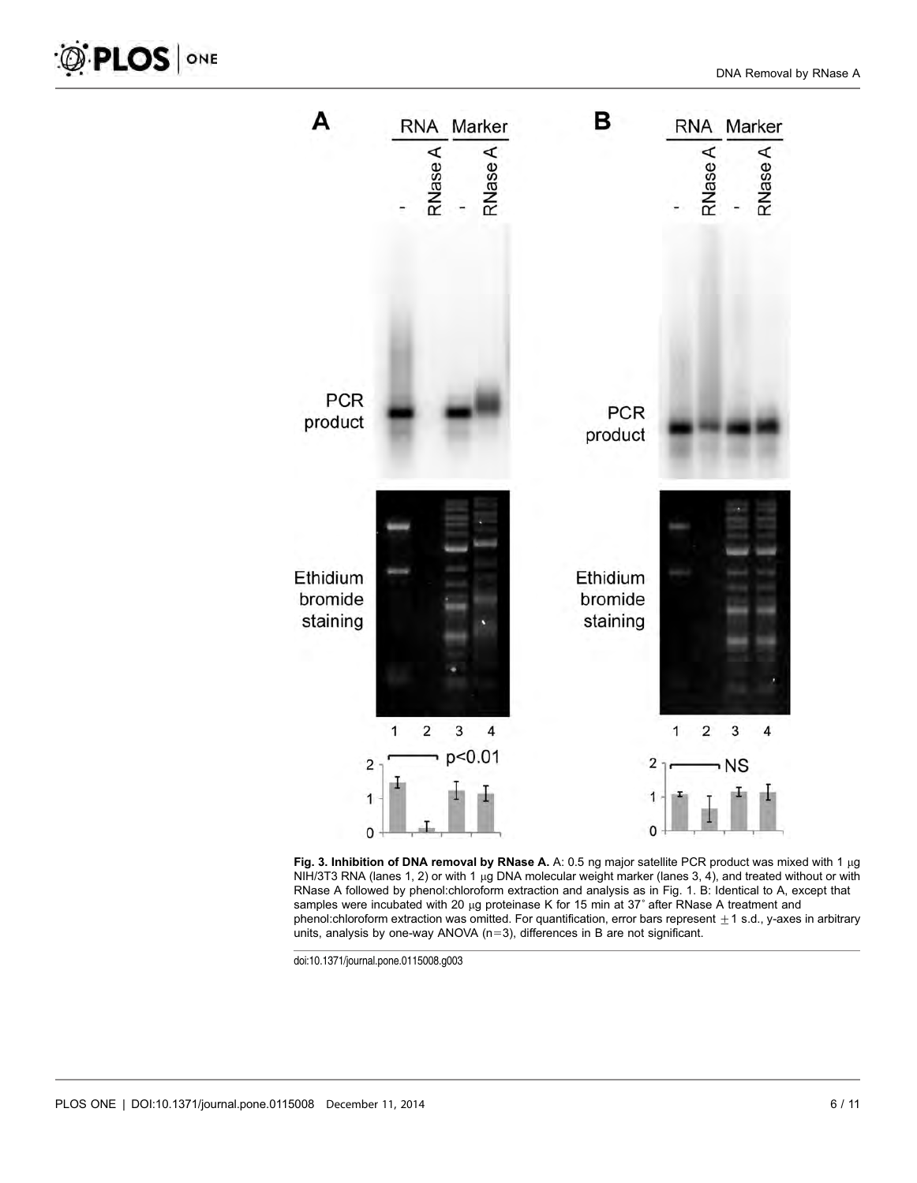**Fig. 3. Inhibition of DNA removal by RNase A.** A: 0.5 ng major satellite PCR product was mixed with 1 µg NIH/3T3 RNA (lanes 1, 2) or with 1 µg DNA molecular weight marker (lanes 3, 4), and treated without or with RNase A followed by phenol:chloroform extraction and analysis as in Fig. 1. B: Identical to A, except that samples were incubated with 20 µg proteinase K for 15 min at 37° after RNase A treatment and phenol:chloroform extraction was omitted. For quantification, error bars represent ±1 s.d., y-axes in arbitrary units, analysis by one-way ANOVA (n=3), differences in B are not significant.

doi:10.1371/journal.pone.0115008.g003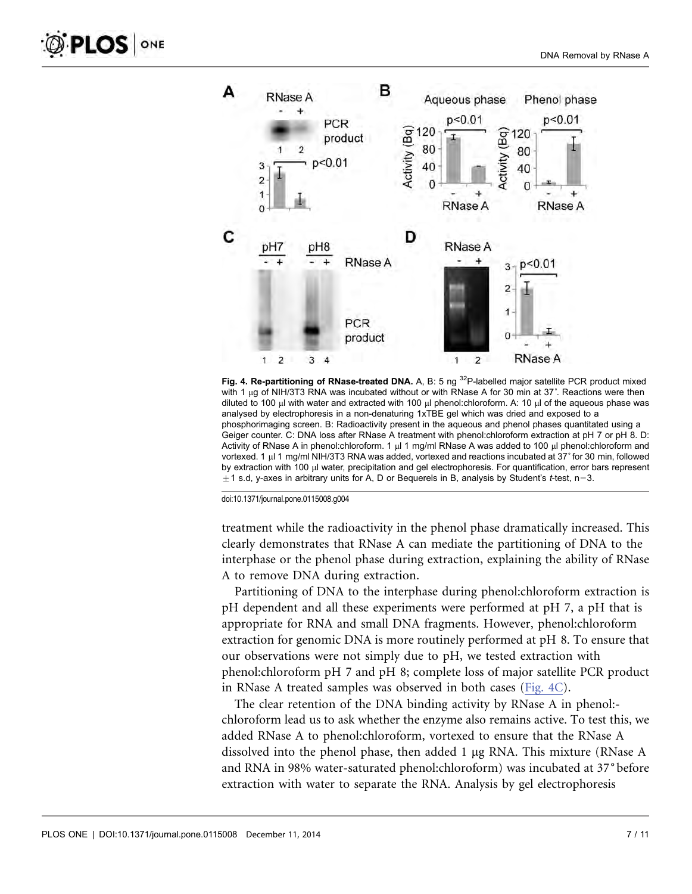**Fig. 4. Re-partitioning of RNase-treated DNA.** A, B: 5 ng $^{32}$P-labelled major satellite PCR product mixed with 1 μg of NIH/3T3 RNA was incubated without or with RNase A for 30 min at 37˚. Reactions were then diluted to 100 μl with water and extracted with 100 μl phenol:chloroform. A: 10 μl of the aqueous phase was analysed by electrophoresis in a non-denaturing 1xTBE gel which was dried and exposed to a phosphorimaging screen. B: Radioactivity present in the aqueous and phenol phases quantitated using a Geiger counter. C: DNA loss after RNase A treatment with phenol:chloroform extraction at pH 7 or pH 8. D: Activity of RNase A in phenol:chloroform. 1 μl 1 mg/ml RNase A was added to 100 μl phenol:chloroform and vortexed. 1 μl 1 mg/ml NIH/3T3 RNA was added, vortexed and reactions incubated at 37˚ for 30 min, followed by extraction with 100 μl water, precipitation and gel electrophoresis. For quantification, error bars represent ±1 s.d, y-axes in arbitrary units for A, D or Bequerels in B, analysis by Student's *t*-test, n=3.

doi:10.1371/journal.pone.0115008.g004

treatment while the radioactivity in the phenol phase dramatically increased. This clearly demonstrates that RNase A can mediate the partitioning of DNA to the interphase or the phenol phase during extraction, explaining the ability of RNase A to remove DNA during extraction.

Partitioning of DNA to the interphase during phenol:chloroform extraction is pH dependent and all these experiments were performed at pH 7, a pH that is appropriate for RNA and small DNA fragments. However, phenol:chloroform extraction for genomic DNA is more routinely performed at pH 8. To ensure that our observations were not simply due to pH, we tested extraction with phenol:chloroform pH 7 and pH 8; complete loss of major satellite PCR product in RNase A treated samples was observed in both cases (Fig. 4C).

The clear retention of the DNA binding activity by RNase A in phenol:chloroform lead us to ask whether the enzyme also remains active. To test this, we added RNase A to phenol:chloroform, vortexed to ensure that the RNase A dissolved into the phenol phase, then added 1 μg RNA. This mixture (RNase A and RNA in 98% water-saturated phenol:chloroform) was incubated at 37˚ before extraction with water to separate the RNA. Analysis by gel electrophoresis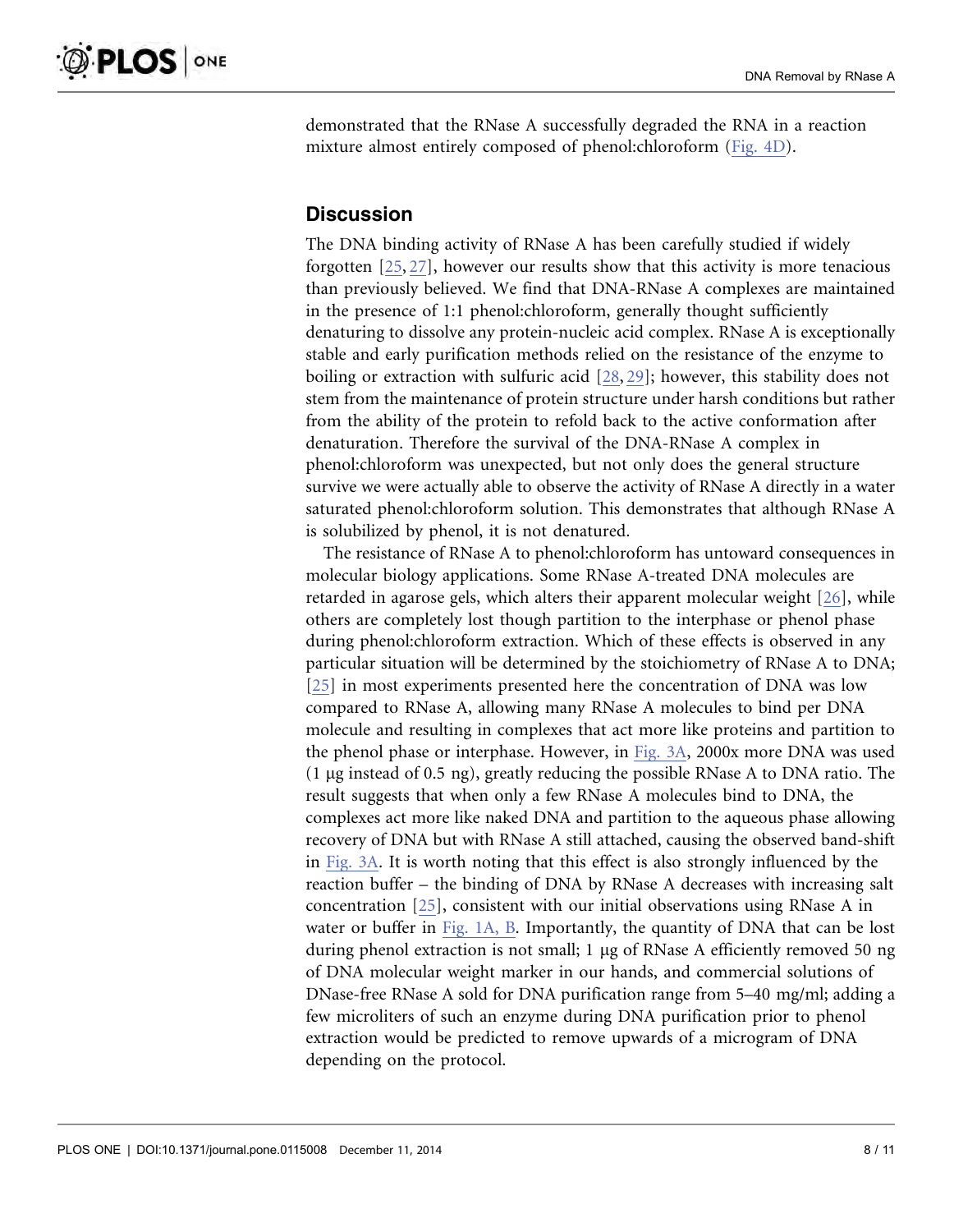demonstrated that the RNase A successfully degraded the RNA in a reaction mixture almost entirely composed of phenol:chloroform (Fig. 4D).

## Discussion

The DNA binding activity of RNase A has been carefully studied if widely forgotten [25, 27], however our results show that this activity is more tenacious than previously believed. We find that DNA-RNase A complexes are maintained in the presence of 1:1 phenol:chloroform, generally thought sufficiently denaturing to dissolve any protein-nucleic acid complex. RNase A is exceptionally stable and early purification methods relied on the resistance of the enzyme to boiling or extraction with sulfuric acid [28, 29]; however, this stability does not stem from the maintenance of protein structure under harsh conditions but rather from the ability of the protein to refold back to the active conformation after denaturation. Therefore the survival of the DNA-RNase A complex in phenol:chloroform was unexpected, but not only does the general structure survive we were actually able to observe the activity of RNase A directly in a water saturated phenol:chloroform solution. This demonstrates that although RNase A is solubilized by phenol, it is not denatured.

The resistance of RNase A to phenol:chloroform has untoward consequences in molecular biology applications. Some RNase A-treated DNA molecules are retarded in agarose gels, which alters their apparent molecular weight [26], while others are completely lost though partition to the interphase or phenol phase during phenol:chloroform extraction. Which of these effects is observed in any particular situation will be determined by the stoichiometry of RNase A to DNA; [25] in most experiments presented here the concentration of DNA was low compared to RNase A, allowing many RNase A molecules to bind per DNA molecule and resulting in complexes that act more like proteins and partition to the phenol phase or interphase. However, in Fig. 3A, 2000x more DNA was used (1 µg instead of 0.5 ng), greatly reducing the possible RNase A to DNA ratio. The result suggests that when only a few RNase A molecules bind to DNA, the complexes act more like naked DNA and partition to the aqueous phase allowing recovery of DNA but with RNase A still attached, causing the observed band-shift in Fig. 3A. It is worth noting that this effect is also strongly influenced by the reaction buffer – the binding of DNA by RNase A decreases with increasing salt concentration [25], consistent with our initial observations using RNase A in water or buffer in Fig. 1A, B. Importantly, the quantity of DNA that can be lost during phenol extraction is not small; 1 µg of RNase A efficiently removed 50 ng of DNA molecular weight marker in our hands, and commercial solutions of DNase-free RNase A sold for DNA purification range from 5–40 mg/ml; adding a few microliters of such an enzyme during DNA purification prior to phenol extraction would be predicted to remove upwards of a microgram of DNA depending on the protocol.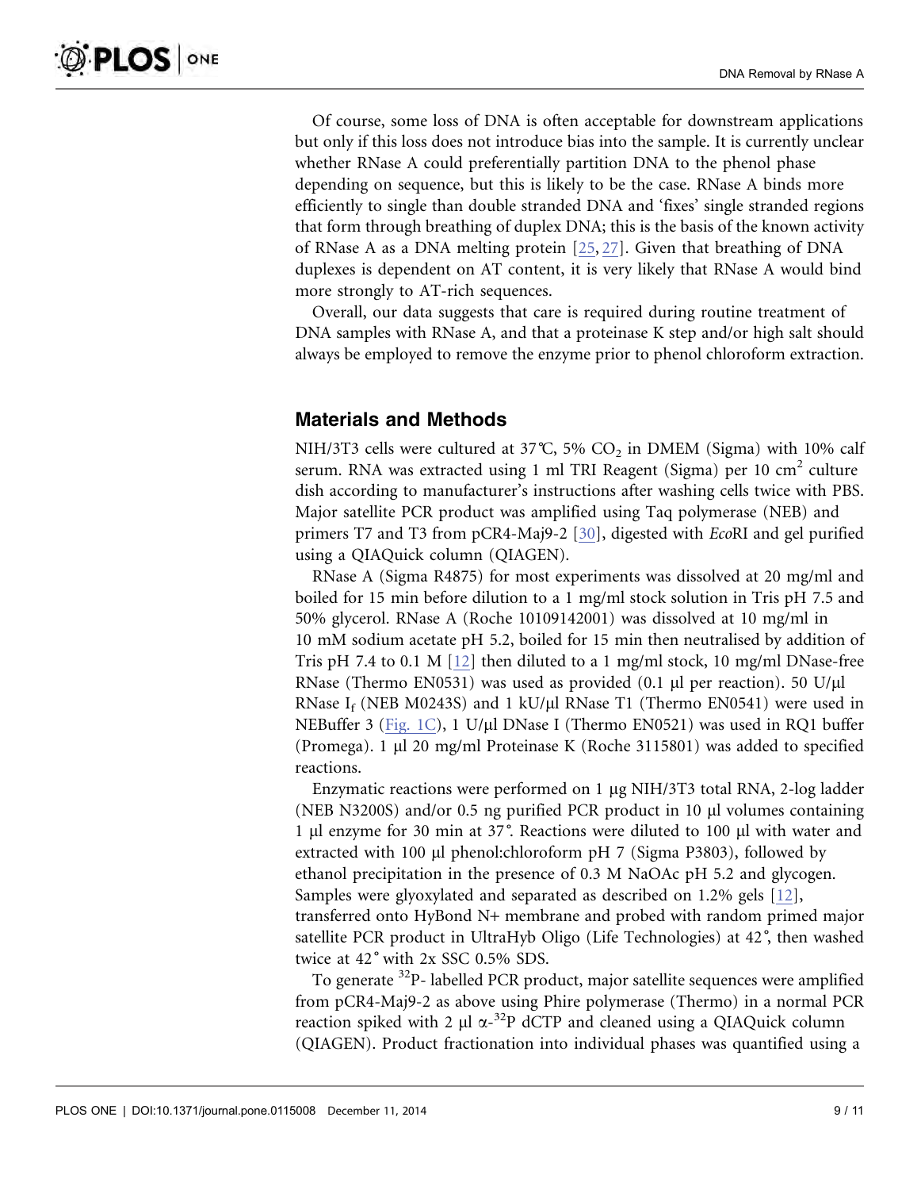Of course, some loss of DNA is often acceptable for downstream applications but only if this loss does not introduce bias into the sample. It is currently unclear whether RNase A could preferentially partition DNA to the phenol phase depending on sequence, but this is likely to be the case. RNase A binds more efficiently to single than double stranded DNA and 'fixes' single stranded regions that form through breathing of duplex DNA; this is the basis of the known activity of RNase A as a DNA melting protein [25, 27]. Given that breathing of DNA duplexes is dependent on AT content, it is very likely that RNase A would bind more strongly to AT-rich sequences.

Overall, our data suggests that care is required during routine treatment of DNA samples with RNase A, and that a proteinase K step and/or high salt should always be employed to remove the enzyme prior to phenol chloroform extraction.

## Materials and Methods

NIH/3T3 cells were cultured at 37℃, 5% $CO_2$ in DMEM (Sigma) with 10% calf serum. RNA was extracted using 1 ml TRI Reagent (Sigma) per 10 $cm^2$ culture dish according to manufacturer's instructions after washing cells twice with PBS. Major satellite PCR product was amplified using Taq polymerase (NEB) and primers T7 and T3 from pCR4-Maj9-2 [30], digested with *Eco*RI and gel purified using a QIAQuick column (QIAGEN).

RNase A (Sigma R4875) for most experiments was dissolved at 20 mg/ml and boiled for 15 min before dilution to a 1 mg/ml stock solution in Tris pH 7.5 and 50% glycerol. RNase A (Roche 10109142001) was dissolved at 10 mg/ml in 10 mM sodium acetate pH 5.2, boiled for 15 min then neutralised by addition of Tris pH 7.4 to 0.1 M [12] then diluted to a 1 mg/ml stock, 10 mg/ml DNase-free RNase (Thermo EN0531) was used as provided (0.1 µl per reaction). 50 U/µl RNase $I_f$ (NEB M0243S) and 1 kU/µl RNase T1 (Thermo EN0541) were used in NEBuffer 3 (Fig. 1C), 1 U/µl DNase I (Thermo EN0521) was used in RQ1 buffer (Promega). 1 µl 20 mg/ml Proteinase K (Roche 3115801) was added to specified reactions.

Enzymatic reactions were performed on 1 µg NIH/3T3 total RNA, 2-log ladder (NEB N3200S) and/or 0.5 ng purified PCR product in 10 µl volumes containing 1 µl enzyme for 30 min at 37˚. Reactions were diluted to 100 µl with water and extracted with 100 µl phenol:chloroform pH 7 (Sigma P3803), followed by ethanol precipitation in the presence of 0.3 M NaOAc pH 5.2 and glycogen. Samples were glyoxylated and separated as described on 1.2% gels [12], transferred onto HyBond N+ membrane and probed with random primed major satellite PCR product in UltraHyb Oligo (Life Technologies) at 42˚, then washed twice at 42˚ with 2x SSC 0.5% SDS.

To generate $^{32}$P- labelled PCR product, major satellite sequences were amplified from pCR4-Maj9-2 as above using Phire polymerase (Thermo) in a normal PCR reaction spiked with 2 µl $\alpha$-$^{32}$P dCTP and cleaned using a QIAQuick column (QIAGEN). Product fractionation into individual phases was quantified using a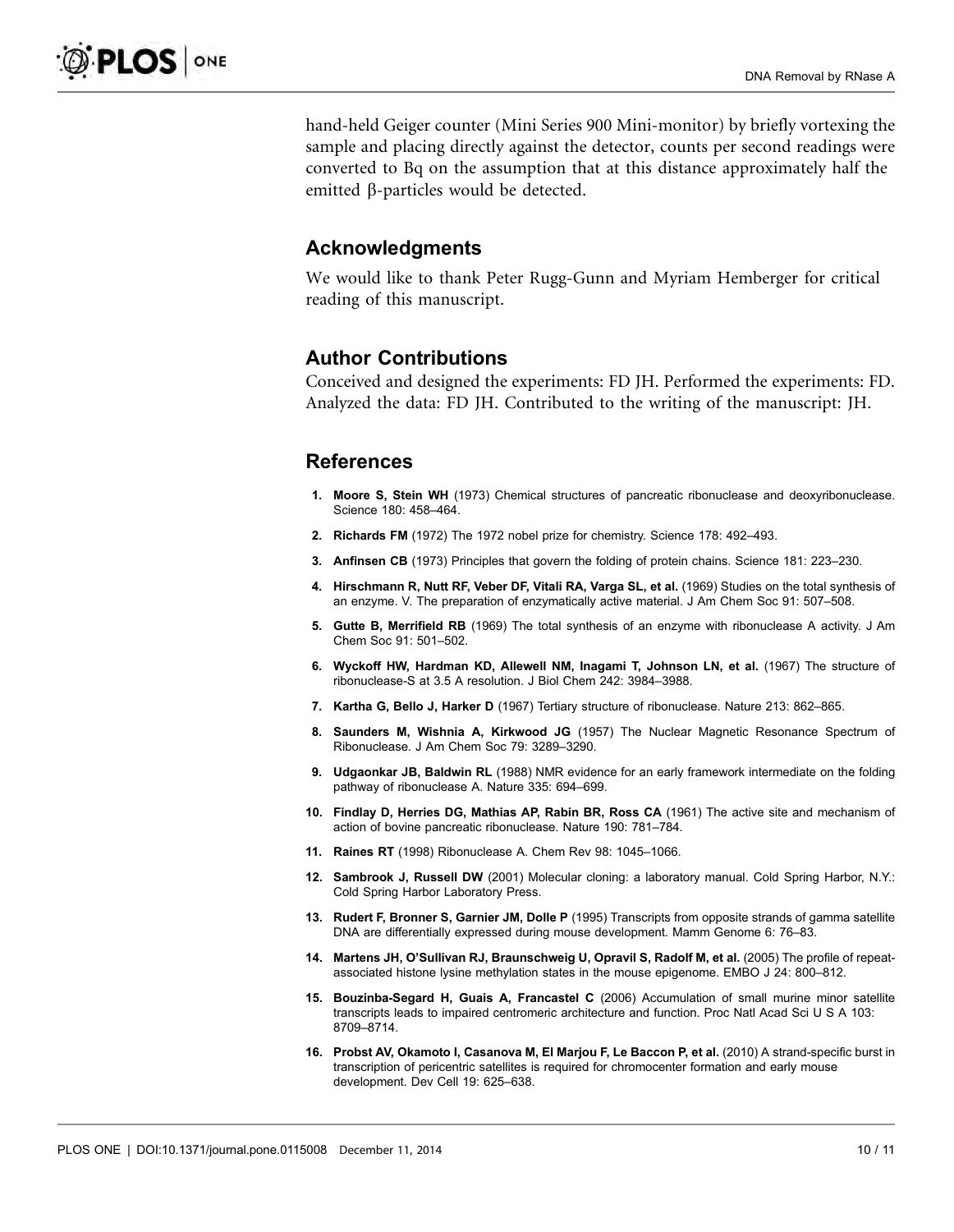hand-held Geiger counter (Mini Series 900 Mini-monitor) by briefly vortexing the sample and placing directly against the detector, counts per second readings were converted to Bq on the assumption that at this distance approximately half the emitted β-particles would be detected.

## Acknowledgments

We would like to thank Peter Rugg-Gunn and Myriam Hemberger for critical reading of this manuscript.

## Author Contributions

Conceived and designed the experiments: FD JH. Performed the experiments: FD. Analyzed the data: FD JH. Contributed to the writing of the manuscript: JH.

## References

1. **Moore S, Stein WH** (1973) Chemical structures of pancreatic ribonuclease and deoxyribonuclease. Science 180: 458–464.
2. **Richards FM** (1972) The 1972 nobel prize for chemistry. Science 178: 492–493.
3. **Anfinsen CB** (1973) Principles that govern the folding of protein chains. Science 181: 223–230.
4. **Hirschmann R, Nutt RF, Veber DF, Vitali RA, Varga SL, et al.** (1969) Studies on the total synthesis of an enzyme. V. The preparation of enzymatically active material. J Am Chem Soc 91: 507–508.
5. **Gutte B, Merrifield RB** (1969) The total synthesis of an enzyme with ribonuclease A activity. J Am Chem Soc 91: 501–502.
6. **Wyckoff HW, Hardman KD, Allewell NM, Inagami T, Johnson LN, et al.** (1967) The structure of ribonuclease-S at 3.5 A resolution. J Biol Chem 242: 3984–3988.
7. **Kartha G, Bello J, Harker D** (1967) Tertiary structure of ribonuclease. Nature 213: 862–865.
8. **Saunders M, Wishnia A, Kirkwood JG** (1957) The Nuclear Magnetic Resonance Spectrum of Ribonuclease. J Am Chem Soc 79: 3289–3290.
9. **Udgaonkar JB, Baldwin RL** (1988) NMR evidence for an early framework intermediate on the folding pathway of ribonuclease A. Nature 335: 694–699.
10. **Findlay D, Herries DG, Mathias AP, Rabin BR, Ross CA** (1961) The active site and mechanism of action of bovine pancreatic ribonuclease. Nature 190: 781–784.
11. **Raines RT** (1998) Ribonuclease A. Chem Rev 98: 1045–1066.
12. **Sambrook J, Russell DW** (2001) Molecular cloning: a laboratory manual. Cold Spring Harbor, N.Y.: Cold Spring Harbor Laboratory Press.
13. **Rudert F, Bronner S, Garnier JM, Dolle P** (1995) Transcripts from opposite strands of gamma satellite DNA are differentially expressed during mouse development. Mamm Genome 6: 76–83.
14. **Martens JH, O'Sullivan RJ, Braunschweig U, Opravil S, Radolf M, et al.** (2005) The profile of repeat-associated histone lysine methylation states in the mouse epigenome. EMBO J 24: 800–812.
15. **Bouzinba-Segard H, Guais A, Francastel C** (2006) Accumulation of small murine minor satellite transcripts leads to impaired centromeric architecture and function. Proc Natl Acad Sci U S A 103: 8709–8714.
16. **Probst AV, Okamoto I, Casanova M, El Marjou F, Le Baccon P, et al.** (2010) A strand-specific burst in transcription of pericentric satellites is required for chromocenter formation and early mouse development. Dev Cell 19: 625–638.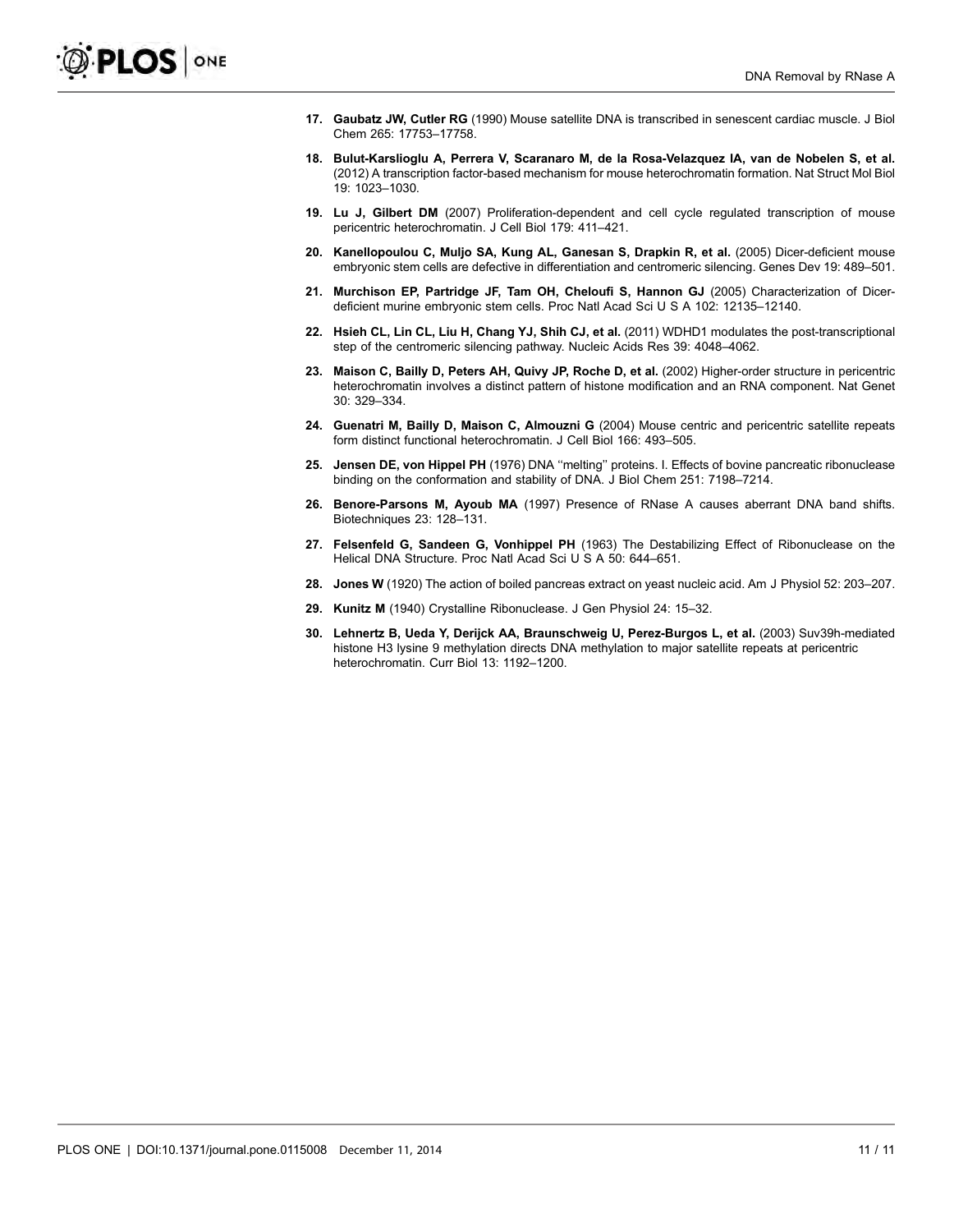17. **Gaubatz JW, Cutler RG** (1990) Mouse satellite DNA is transcribed in senescent cardiac muscle. J Biol Chem 265: 17753–17758.
18. **Bulut-Karslioglu A, Perrera V, Scaranaro M, de la Rosa-Velazquez IA, van de Nobelen S, et al.** (2012) A transcription factor-based mechanism for mouse heterochromatin formation. Nat Struct Mol Biol 19: 1023–1030.
19. **Lu J, Gilbert DM** (2007) Proliferation-dependent and cell cycle regulated transcription of mouse pericentric heterochromatin. J Cell Biol 179: 411–421.
20. **Kanellopoulou C, Muljo SA, Kung AL, Ganesan S, Drapkin R, et al.** (2005) Dicer-deficient mouse embryonic stem cells are defective in differentiation and centromeric silencing. Genes Dev 19: 489–501.
21. **Murchison EP, Partridge JF, Tam OH, Cheloufi S, Hannon GJ** (2005) Characterization of Dicer-deficient murine embryonic stem cells. Proc Natl Acad Sci U S A 102: 12135–12140.
22. **Hsieh CL, Lin CL, Liu H, Chang YJ, Shih CJ, et al.** (2011) WDHD1 modulates the post-transcriptional step of the centromeric silencing pathway. Nucleic Acids Res 39: 4048–4062.
23. **Maison C, Bailly D, Peters AH, Quivy JP, Roche D, et al.** (2002) Higher-order structure in pericentric heterochromatin involves a distinct pattern of histone modification and an RNA component. Nat Genet 30: 329–334.
24. **Guenatri M, Bailly D, Maison C, Almouzni G** (2004) Mouse centric and pericentric satellite repeats form distinct functional heterochromatin. J Cell Biol 166: 493–505.
25. **Jensen DE, von Hippel PH** (1976) DNA ''melting'' proteins. I. Effects of bovine pancreatic ribonuclease binding on the conformation and stability of DNA. J Biol Chem 251: 7198–7214.
26. **Benore-Parsons M, Ayoub MA** (1997) Presence of RNase A causes aberrant DNA band shifts. Biotechniques 23: 128–131.
27. **Felsenfeld G, Sandeen G, Vonhippel PH** (1963) The Destabilizing Effect of Ribonuclease on the Helical DNA Structure. Proc Natl Acad Sci U S A 50: 644–651.
28. **Jones W** (1920) The action of boiled pancreas extract on yeast nucleic acid. Am J Physiol 52: 203–207.
29. **Kunitz M** (1940) Crystalline Ribonuclease. J Gen Physiol 24: 15–32.
30. **Lehnertz B, Ueda Y, Derijck AA, Braunschweig U, Perez-Burgos L, et al.** (2003) Suv39h-mediated histone H3 lysine 9 methylation directs DNA methylation to major satellite repeats at pericentric heterochromatin. Curr Biol 13: 1192–1200.